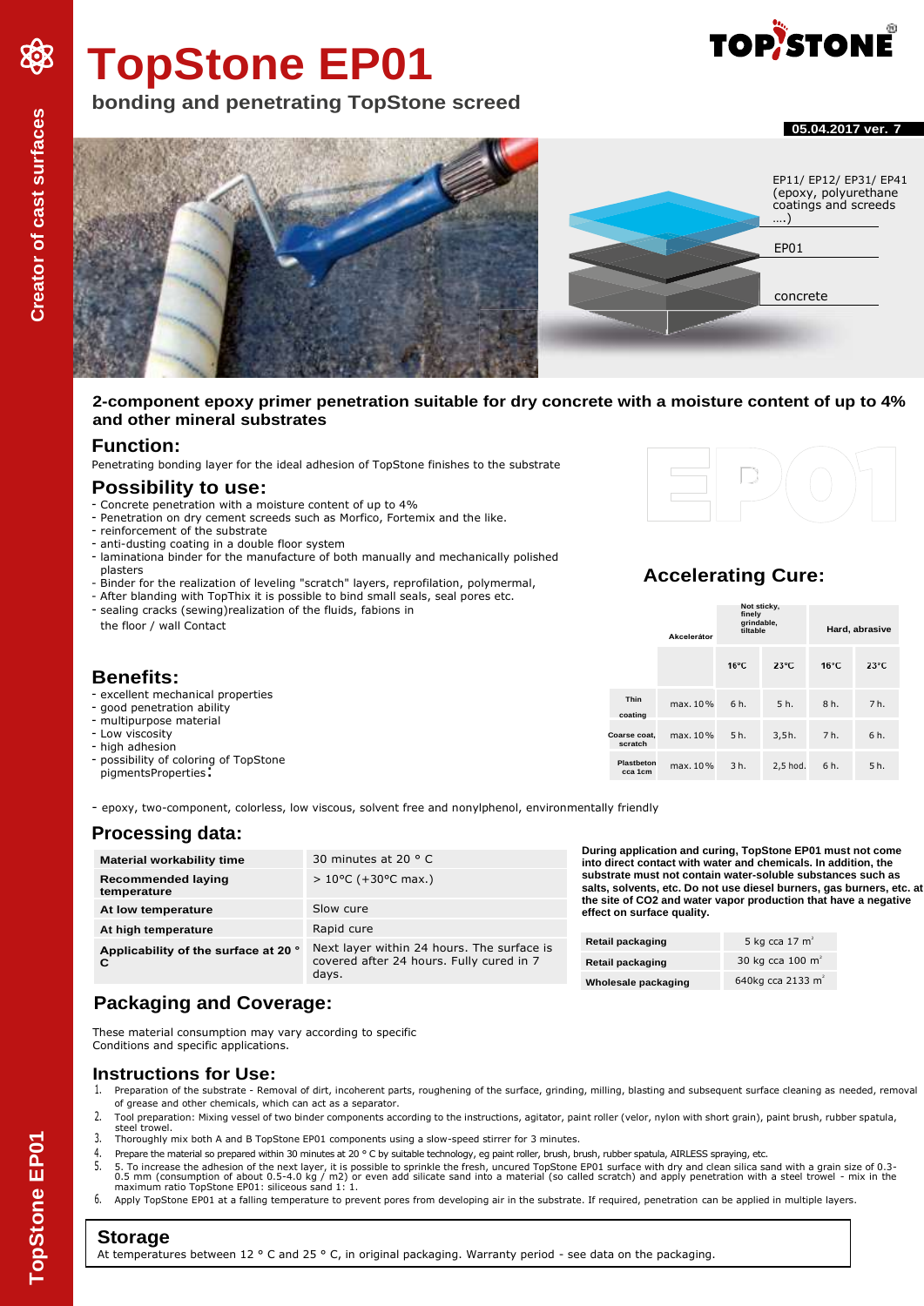# TopStone EP01

**bonding and penetrating TopStone screed**

**05.04.2017 ver. 7**

EP11/ EP12/ EP31/ EP41 (epoxy, polyurethane coatings and screeds ….)

EP01

concrete

**2-component epoxy primer penetration suitable for dry concrete with a moisture content of up to 4% and other mineral substrates**

## Function:

Penetrating bonding layer for the ideal adhesion of TopStone finishes to the substrate

## Possibility to use:

- Concrete penetration with a moisture content of up to 4%
- Penetration on dry cement screeds such as Morfico, Fortemix and the like.
- reinforcement of the substrate
- anti-dusting coating in a double floor system
- laminationa binder for the manufacture of both manually and mechanically polished plasters
- Binder for the realization of leveling "scratch" layers, reprofilation, polymermal,
- After blanding with TopThix it is possible to bind small seals, seal pores etc.
- sealing cracks (sewing)realization of the fluids, fabions in the floor / wall Contact

## Accelerating Cure:

| | Akcelerátor | Not sticky, finely grindable, tiltable | | Hard, abrasive | |
|---|---|---|---|---|---|
| | | 16°C | 23°C | 16°C | 23°C |
| Thin coating | max. 10% | 6 h. | 5 h. | 8 h. | 7 h. |
| Coarse coat, scratch | max. 10% | 5 h. | 3,5h. | 7 h. | 6 h. |
| Plastbeton cca 1cm | max. 10% | 3 h. | 2,5 hod. | 6 h. | 5 h. |

## Benefits:

- excellent mechanical properties
- good penetration ability
- multipurpose material
- Low viscosity
- high adhesion
- possibility of coloring of TopStone pigmentsProperties:

- epoxy, two-component, colorless, low viscous, solvent free and nonylphenol, environmentally friendly

## Processing data:

| | |
|---|---|
| **Material workability time** | 30 minutes at 20 ° C |
| **Recommended laying temperature** | > 10°C (+30°C max.) |
| **At low temperature** | Slow cure |
| **At high temperature** | Rapid cure |
| **Applicability of the surface at 20 ° C** | Next layer within 24 hours. The surface is covered after 24 hours. Fully cured in 7 days. |

**During application and curing, TopStone EP01 must not come into direct contact with water and chemicals. In addition, the substrate must not contain water-soluble substances such as salts, solvents, etc. Do not use diesel burners, gas burners, etc. at the site of CO2 and water vapor production that have a negative effect on surface quality.**

| | |
|---|---|
| **Retail packaging** | 5 kg cca 17 m² |
| **Retail packaging** | 30 kg cca 100 m² |
| **Wholesale packaging** | 640kg cca 2133 m² |

## Packaging and Coverage:

These material consumption may vary according to specific Conditions and specific applications.

## Instructions for Use:

1. Preparation of the substrate - Removal of dirt, incoherent parts, roughening of the surface, grinding, milling, blasting and subsequent surface cleaning as needed, removal of grease and other chemicals, which can act as a separator.
2. Tool preparation: Mixing vessel of two binder components according to the instructions, agitator, paint roller (velor, nylon with short grain), paint brush, rubber spatula, steel trowel.
3. Thoroughly mix both A and B TopStone EP01 components using a slow-speed stirrer for 3 minutes.
4. Prepare the material so prepared within 30 minutes at 20 ° C by suitable technology, eg paint roller, brush, brush, rubber spatula, AIRLESS spraying, etc.
5. 5. To increase the adhesion of the next layer, it is possible to sprinkle the fresh, uncured TopStone EP01 surface with dry and clean silica sand with a grain size of 0.3-0.5 mm (consumption of about 0.5-4.0 kg / m2) or even add silicate sand into a material (so called scratch) and apply penetration with a steel trowel - mix in the maximum ratio TopStone EP01: siliceous sand 1: 1.
6. Apply TopStone EP01 at a falling temperature to prevent pores from developing air in the substrate. If required, penetration can be applied in multiple layers.

## Storage

At temperatures between 12 ° C and 25 ° C, in original packaging. Warranty period - see data on the packaging.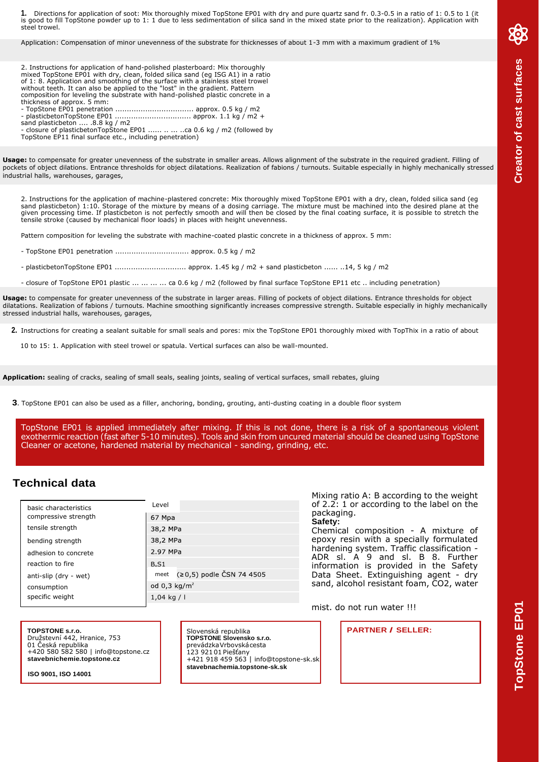**1.** Directions for application of soot: Mix thoroughly mixed TopStone EP01 with dry and pure quartz sand fr. 0.3-0.5 in a ratio of 1: 0.5 to 1 (it is good to fill TopStone powder up to 1: 1 due to less sedimentation of silica sand in the mixed state prior to the realization). Application with steel trowel.

Application: Compensation of minor unevenness of the substrate for thicknesses of about 1-3 mm with a maximum gradient of 1%

2. Instructions for application of hand-polished plasterboard: Mix thoroughly mixed TopStone EP01 with dry, clean, folded silica sand (eg ISG A1) in a ratio of 1: 8. Application and smoothing of the surface with a stainless steel trowel without teeth. It can also be applied to the "lost" in the gradient. Pattern composition for leveling the substrate with hand-polished plastic concrete in a thickness of approx. 5 mm:

- TopStone EP01 penetration ................................. approx. 0.5 kg / m2
- plasticbetonTopStone EP01 ................................ approx. 1.1 kg / m2 + sand plasticbeton .... .8.8 kg / m2
- closure of plasticbetonTopStone EP01 ...... .. ... ..ca 0.6 kg / m2 (followed by TopStone EP11 final surface etc., including penetration)

**Usage:** to compensate for greater unevenness of the substrate in smaller areas. Allows alignment of the substrate in the required gradient. Filling of pockets of object dilations. Entrance thresholds for object dilatations. Realization of fabions / turnouts. Suitable especially in highly mechanically stressed industrial halls, warehouses, garages,

2. Instructions for the application of machine-plastered concrete: Mix thoroughly mixed TopStone EP01 with a dry, clean, folded silica sand (eg sand plasticbeton) 1:10. Storage of the mixture by means of a dosing carriage. The mixture must be machined into the desired plane at the given processing time. If plasticbeton is not perfectly smooth and will then be closed by the final coating surface, it is possible to stretch the tensile stroke (caused by mechanical floor loads) in places with height unevenness.

Pattern composition for leveling the substrate with machine-coated plastic concrete in a thickness of approx. 5 mm:

- TopStone EP01 penetration ................................ approx. 0.5 kg / m2
- plasticbetonTopStone EP01 ............................... approx. 1.45 kg / m2 + sand plasticbeton ...... ..14, 5 kg / m2
- closure of TopStone EP01 plastic ... ... ... ... ca 0.6 kg / m2 (followed by final surface TopStone EP11 etc .. including penetration)

**Usage:** to compensate for greater unevenness of the substrate in larger areas. Filling of pockets of object dilations. Entrance thresholds for object dilatations. Realization of fabions / turnouts. Machine smoothing significantly increases compressive strength. Suitable especially in highly mechanically stressed industrial halls, warehouses, garages,

**2.** Instructions for creating a sealant suitable for small seals and pores: mix the TopStone EP01 thoroughly mixed with TopThix in a ratio of about 10 to 15: 1. Application with steel trowel or spatula. Vertical surfaces can also be wall-mounted.

**Application:** sealing of cracks, sealing of small seals, sealing joints, sealing of vertical surfaces, small rebates, gluing

**3**. TopStone EP01 can also be used as a filler, anchoring, bonding, grouting, anti-dusting coating in a double floor system

TopStone EP01 is applied immediately after mixing. If this is not done, there is a risk of a spontaneous violent exothermic reaction (fast after 5-10 minutes). Tools and skin from uncured material should be cleaned using TopStone Cleaner or acetone, hardened material by mechanical - sanding, grinding, etc.

## Technical data

| basic characteristics | Level |
|---|---|
| compressive strength | 67 Mpa |
| tensile strength | 38,2 MPa |
| bending strength | 38,2 MPa |
| adhesion to concrete | 2.97 MPa |
| reaction to fire | $B_{fl}$S1 |
| anti-slip (dry - wet) | meet (≥0,5) podle ČSN 74 4505 |
| consumption | od 0,3 kg/m² |
| specific weight | 1,04 kg / l |

Mixing ratio A: B according to the weight of 2.2: 1 or according to the label on the packaging.

**Safety:**

Chemical composition - A mixture of epoxy resin with a specially formulated hardening system. Traffic classification - ADR sl. A 9 and sl. B 8. Further information is provided in the Safety Data Sheet. Extinguishing agent - dry sand, alcohol resistant foam, CO2, water mist. do not run water !!!

**TOPSTONE s.r.o.**
Družstevní 442, Hranice, 753 01 Česká republika
+420 580 582 580 | info@topstone.cz
**stavebnichemie.topstone.cz**

**ISO 9001, ISO 14001**

Slovenská republika
**TOPSTONE Slovensko s.r.o.**
prevádzka Vrbovská cesta
123 921 01 Piešťany
+421 918 459 563 | info@topstone-sk.sk
**stavebnachemia.topstone-sk.sk**

**PARTNER / SELLER:**